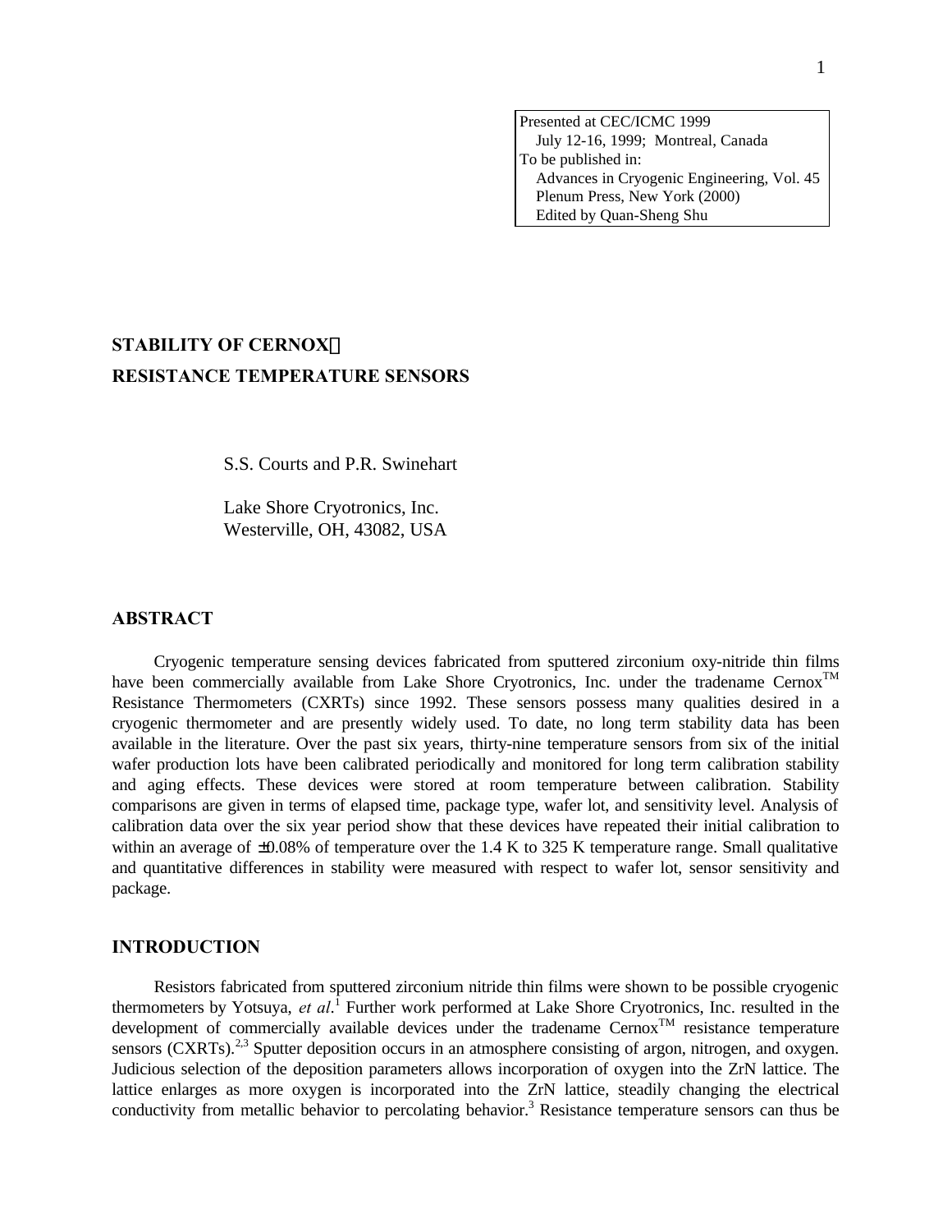Presented at CEC/ICMC 1999
July 12-16, 1999; Montreal, Canada
To be published in:
Advances in Cryogenic Engineering, Vol. 45
Plenum Press, New York (2000)
Edited by Quan-Sheng Shu

# STABILITY OF CERNOX™ RESISTANCE TEMPERATURE SENSORS

S.S. Courts and P.R. Swinehart

Lake Shore Cryotronics, Inc.
Westerville, OH, 43082, USA

## ABSTRACT

Cryogenic temperature sensing devices fabricated from sputtered zirconium oxy-nitride thin films have been commercially available from Lake Shore Cryotronics, Inc. under the tradename Cernox™ Resistance Thermometers (CXRTs) since 1992. These sensors possess many qualities desired in a cryogenic thermometer and are presently widely used. To date, no long term stability data has been available in the literature. Over the past six years, thirty-nine temperature sensors from six of the initial wafer production lots have been calibrated periodically and monitored for long term calibration stability and aging effects. These devices were stored at room temperature between calibration. Stability comparisons are given in terms of elapsed time, package type, wafer lot, and sensitivity level. Analysis of calibration data over the six year period show that these devices have repeated their initial calibration to within an average of ±0.08% of temperature over the 1.4 K to 325 K temperature range. Small qualitative and quantitative differences in stability were measured with respect to wafer lot, sensor sensitivity and package.

## INTRODUCTION

Resistors fabricated from sputtered zirconium nitride thin films were shown to be possible cryogenic thermometers by Yotsuya, *et al*.[1] Further work performed at Lake Shore Cryotronics, Inc. resulted in the development of commercially available devices under the tradename Cernox™ resistance temperature sensors (CXRTs).[2,3] Sputter deposition occurs in an atmosphere consisting of argon, nitrogen, and oxygen. Judicious selection of the deposition parameters allows incorporation of oxygen into the ZrN lattice. The lattice enlarges as more oxygen is incorporated into the ZrN lattice, steadily changing the electrical conductivity from metallic behavior to percolating behavior.[3] Resistance temperature sensors can thus be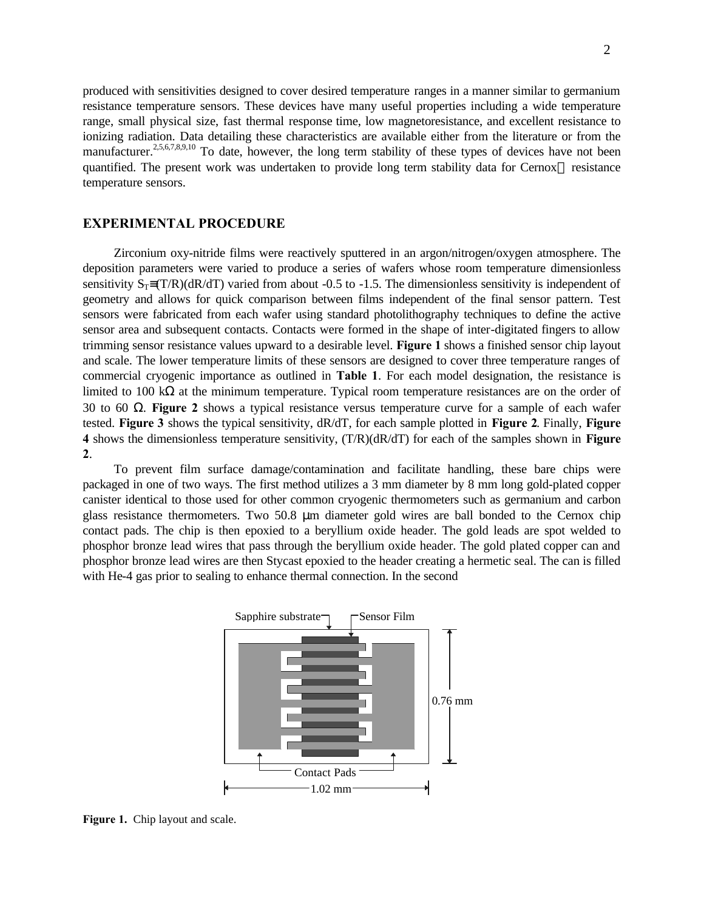produced with sensitivities designed to cover desired temperature ranges in a manner similar to germanium resistance temperature sensors. These devices have many useful properties including a wide temperature range, small physical size, fast thermal response time, low magnetoresistance, and excellent resistance to ionizing radiation. Data detailing these characteristics are available either from the literature or from the manufacturer.[2,5,6,7,8,9,10] To date, however, the long term stability of these types of devices have not been quantified. The present work was undertaken to provide long term stability data for Cernox™ resistance temperature sensors.

## EXPERIMENTAL PROCEDURE

Zirconium oxy-nitride films were reactively sputtered in an argon/nitrogen/oxygen atmosphere. The deposition parameters were varied to produce a series of wafers whose room temperature dimensionless sensitivity $S_T \equiv (T/R)(dR/dT)$ varied from about -0.5 to -1.5. The dimensionless sensitivity is independent of geometry and allows for quick comparison between films independent of the final sensor pattern. Test sensors were fabricated from each wafer using standard photolithography techniques to define the active sensor area and subsequent contacts. Contacts were formed in the shape of inter-digitated fingers to allow trimming sensor resistance values upward to a desirable level. **Figure 1** shows a finished sensor chip layout and scale. The lower temperature limits of these sensors are designed to cover three temperature ranges of commercial cryogenic importance as outlined in **Table 1**. For each model designation, the resistance is limited to 100 kΩ at the minimum temperature. Typical room temperature resistances are on the order of 30 to 60 Ω. **Figure 2** shows a typical resistance versus temperature curve for a sample of each wafer tested. **Figure 3** shows the typical sensitivity, dR/dT, for each sample plotted in **Figure 2**. Finally, **Figure 4** shows the dimensionless temperature sensitivity, (T/R)(dR/dT) for each of the samples shown in **Figure 2**.

To prevent film surface damage/contamination and facilitate handling, these bare chips were packaged in one of two ways. The first method utilizes a 3 mm diameter by 8 mm long gold-plated copper canister identical to those used for other common cryogenic thermometers such as germanium and carbon glass resistance thermometers. Two 50.8 μm diameter gold wires are ball bonded to the Cernox chip contact pads. The chip is then epoxied to a beryllium oxide header. The gold leads are spot welded to phosphor bronze lead wires that pass through the beryllium oxide header. The gold plated copper can and phosphor bronze lead wires are then Stycast epoxied to the header creating a hermetic seal. The can is filled with He-4 gas prior to sealing to enhance thermal connection. In the second

Sapphire substrate — Sensor Film — Contact Pads — 0.76 mm — 1.02 mm

**Figure 1.** Chip layout and scale.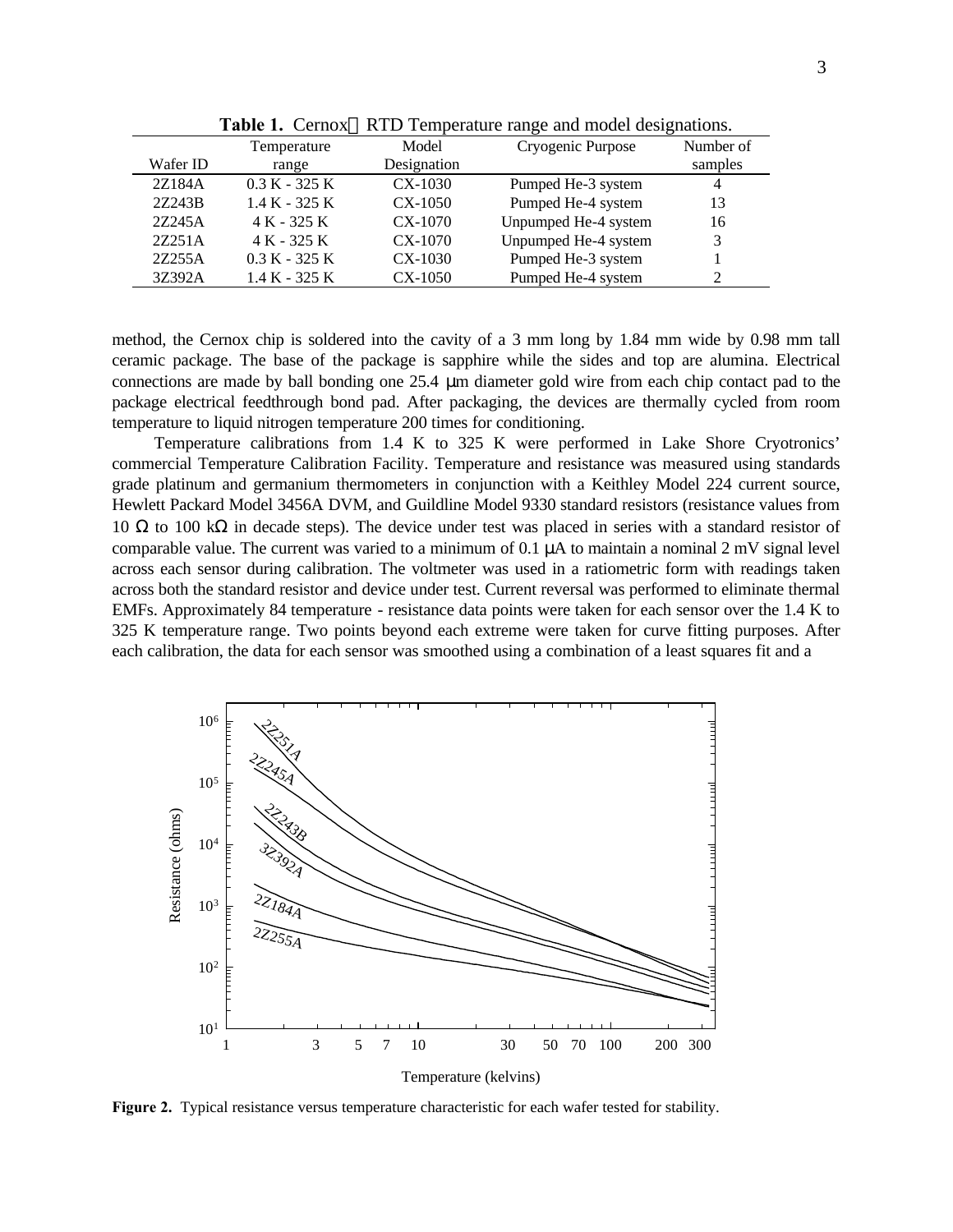**Table 1.** Cernox™ RTD Temperature range and model designations.

| Wafer ID | Temperature range | Model Designation | Cryogenic Purpose | Number of samples |
|---|---|---|---|---|
| 2Z184A | 0.3 K - 325 K | CX-1030 | Pumped He-3 system | 4 |
| 2Z243B | 1.4 K - 325 K | CX-1050 | Pumped He-4 system | 13 |
| 2Z245A | 4 K - 325 K | CX-1070 | Unpumped He-4 system | 16 |
| 2Z251A | 4 K - 325 K | CX-1070 | Unpumped He-4 system | 3 |
| 2Z255A | 0.3 K - 325 K | CX-1030 | Pumped He-3 system | 1 |
| 3Z392A | 1.4 K - 325 K | CX-1050 | Pumped He-4 system | 2 |

method, the Cernox chip is soldered into the cavity of a 3 mm long by 1.84 mm wide by 0.98 mm tall ceramic package. The base of the package is sapphire while the sides and top are alumina. Electrical connections are made by ball bonding one 25.4 μm diameter gold wire from each chip contact pad to the package electrical feedthrough bond pad. After packaging, the devices are thermally cycled from room temperature to liquid nitrogen temperature 200 times for conditioning.

Temperature calibrations from 1.4 K to 325 K were performed in Lake Shore Cryotronics' commercial Temperature Calibration Facility. Temperature and resistance was measured using standards grade platinum and germanium thermometers in conjunction with a Keithley Model 224 current source, Hewlett Packard Model 3456A DVM, and Guildline Model 9330 standard resistors (resistance values from 10 Ω to 100 kΩ in decade steps). The device under test was placed in series with a standard resistor of comparable value. The current was varied to a minimum of 0.1 μA to maintain a nominal 2 mV signal level across each sensor during calibration. The voltmeter was used in a ratiometric form with readings taken across both the standard resistor and device under test. Current reversal was performed to eliminate thermal EMFs. Approximately 84 temperature - resistance data points were taken for each sensor over the 1.4 K to 325 K temperature range. Two points beyond each extreme were taken for curve fitting purposes. After each calibration, the data for each sensor was smoothed using a combination of a least squares fit and a

**Figure 2.** Typical resistance versus temperature characteristic for each wafer tested for stability.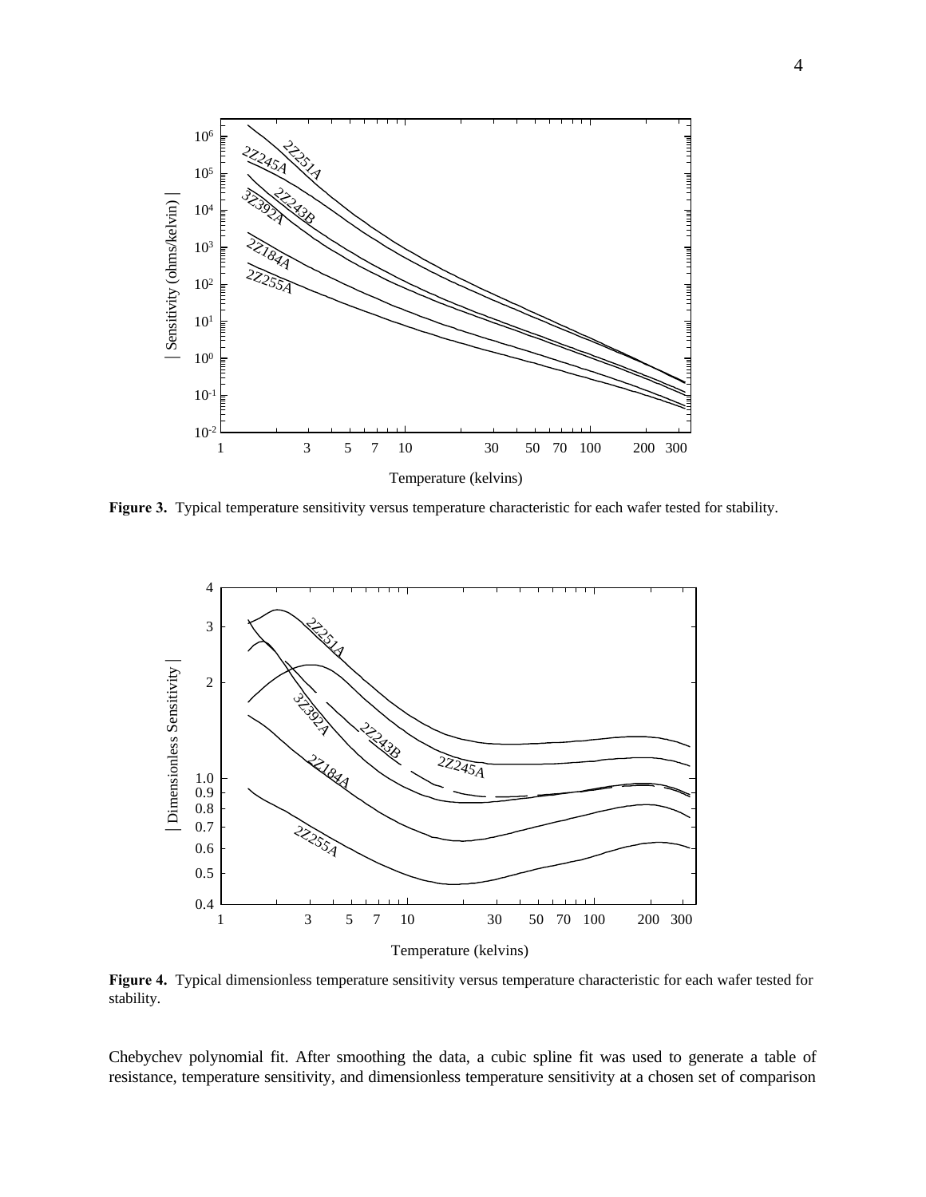**Figure 3.** Typical temperature sensitivity versus temperature characteristic for each wafer tested for stability.

**Figure 4.** Typical dimensionless temperature sensitivity versus temperature characteristic for each wafer tested for stability.

Chebychev polynomial fit. After smoothing the data, a cubic spline fit was used to generate a table of resistance, temperature sensitivity, and dimensionless temperature sensitivity at a chosen set of comparison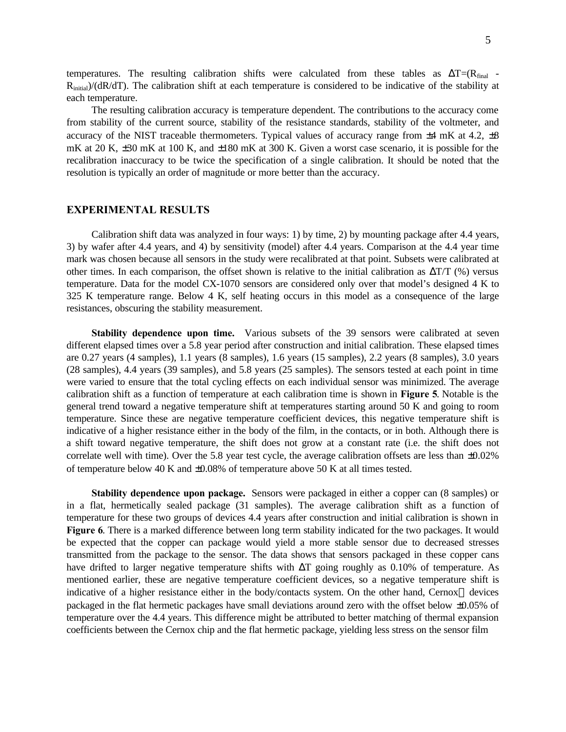temperatures. The resulting calibration shifts were calculated from these tables as $\Delta T=(R_{final} - R_{initial})/(dR/dT)$. The calibration shift at each temperature is considered to be indicative of the stability at each temperature.

The resulting calibration accuracy is temperature dependent. The contributions to the accuracy come from stability of the current source, stability of the resistance standards, stability of the voltmeter, and accuracy of the NIST traceable thermometers. Typical values of accuracy range from ±4 mK at 4.2, ±8 mK at 20 K, ±30 mK at 100 K, and ±180 mK at 300 K. Given a worst case scenario, it is possible for the recalibration inaccuracy to be twice the specification of a single calibration. It should be noted that the resolution is typically an order of magnitude or more better than the accuracy.

## EXPERIMENTAL RESULTS

Calibration shift data was analyzed in four ways: 1) by time, 2) by mounting package after 4.4 years, 3) by wafer after 4.4 years, and 4) by sensitivity (model) after 4.4 years. Comparison at the 4.4 year time mark was chosen because all sensors in the study were recalibrated at that point. Subsets were calibrated at other times. In each comparison, the offset shown is relative to the initial calibration as $\Delta T/T$ (%) versus temperature. Data for the model CX-1070 sensors are considered only over that model's designed 4 K to 325 K temperature range. Below 4 K, self heating occurs in this model as a consequence of the large resistances, obscuring the stability measurement.

**Stability dependence upon time.** Various subsets of the 39 sensors were calibrated at seven different elapsed times over a 5.8 year period after construction and initial calibration. These elapsed times are 0.27 years (4 samples), 1.1 years (8 samples), 1.6 years (15 samples), 2.2 years (8 samples), 3.0 years (28 samples), 4.4 years (39 samples), and 5.8 years (25 samples). The sensors tested at each point in time were varied to ensure that the total cycling effects on each individual sensor was minimized. The average calibration shift as a function of temperature at each calibration time is shown in **Figure 5**. Notable is the general trend toward a negative temperature shift at temperatures starting around 50 K and going to room temperature. Since these are negative temperature coefficient devices, this negative temperature shift is indicative of a higher resistance either in the body of the film, in the contacts, or in both. Although there is a shift toward negative temperature, the shift does not grow at a constant rate (i.e. the shift does not correlate well with time). Over the 5.8 year test cycle, the average calibration offsets are less than ±0.02% of temperature below 40 K and ±0.08% of temperature above 50 K at all times tested.

**Stability dependence upon package.** Sensors were packaged in either a copper can (8 samples) or in a flat, hermetically sealed package (31 samples). The average calibration shift as a function of temperature for these two groups of devices 4.4 years after construction and initial calibration is shown in **Figure 6**. There is a marked difference between long term stability indicated for the two packages. It would be expected that the copper can package would yield a more stable sensor due to decreased stresses transmitted from the package to the sensor. The data shows that sensors packaged in these copper cans have drifted to larger negative temperature shifts with $\Delta T$ going roughly as 0.10% of temperature. As mentioned earlier, these are negative temperature coefficient devices, so a negative temperature shift is indicative of a higher resistance either in the body/contacts system. On the other hand, Cernox™ devices packaged in the flat hermetic packages have small deviations around zero with the offset below ±0.05% of temperature over the 4.4 years. This difference might be attributed to better matching of thermal expansion coefficients between the Cernox chip and the flat hermetic package, yielding less stress on the sensor film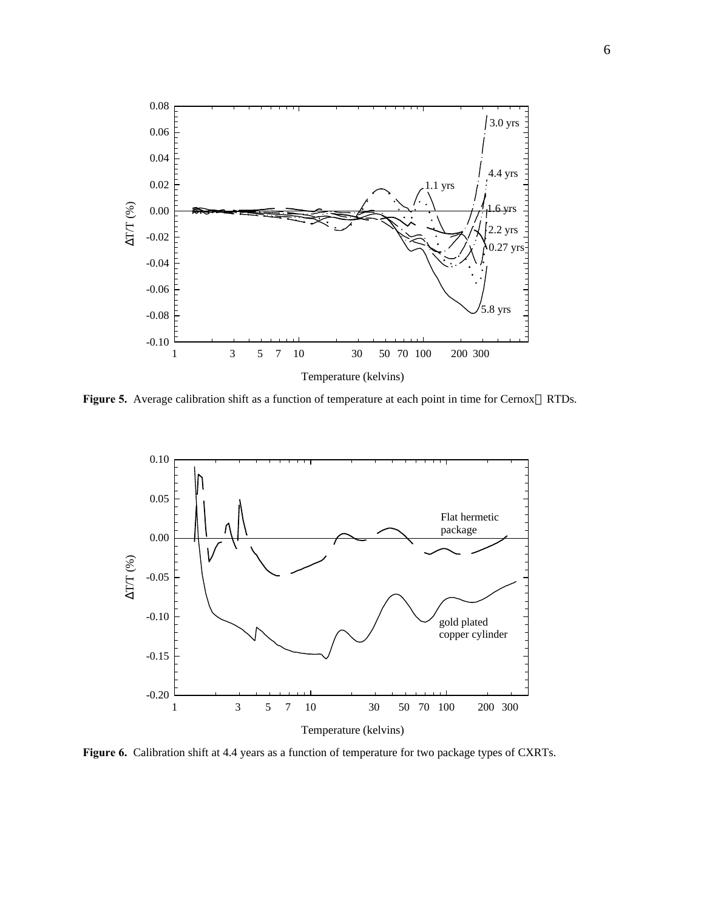**Figure 5.** Average calibration shift as a function of temperature at each point in time for Cernox™ RTDs.

**Figure 6.** Calibration shift at 4.4 years as a function of temperature for two package types of CXRTs.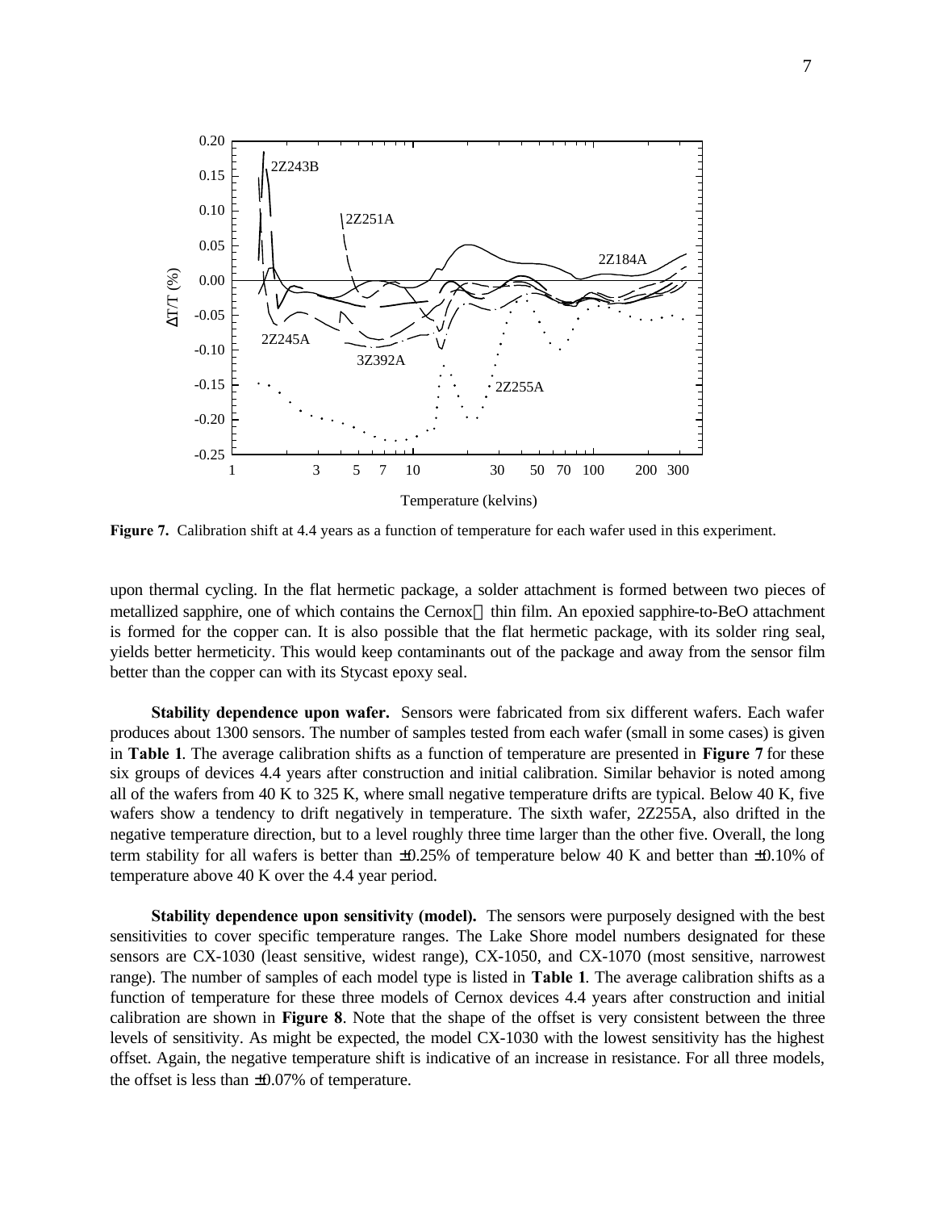Figure 7. Calibration shift at 4.4 years as a function of temperature for each wafer used in this experiment.

upon thermal cycling. In the flat hermetic package, a solder attachment is formed between two pieces of metallized sapphire, one of which contains the Cernox™ thin film. An epoxied sapphire-to-BeO attachment is formed for the copper can. It is also possible that the flat hermetic package, with its solder ring seal, yields better hermeticity. This would keep contaminants out of the package and away from the sensor film better than the copper can with its Stycast epoxy seal.

**Stability dependence upon wafer.** Sensors were fabricated from six different wafers. Each wafer produces about 1300 sensors. The number of samples tested from each wafer (small in some cases) is given in **Table 1**. The average calibration shifts as a function of temperature are presented in **Figure 7** for these six groups of devices 4.4 years after construction and initial calibration. Similar behavior is noted among all of the wafers from 40 K to 325 K, where small negative temperature drifts are typical. Below 40 K, five wafers show a tendency to drift negatively in temperature. The sixth wafer, 2Z255A, also drifted in the negative temperature direction, but to a level roughly three time larger than the other five. Overall, the long term stability for all wafers is better than ±0.25% of temperature below 40 K and better than ±0.10% of temperature above 40 K over the 4.4 year period.

**Stability dependence upon sensitivity (model).** The sensors were purposely designed with the best sensitivities to cover specific temperature ranges. The Lake Shore model numbers designated for these sensors are CX-1030 (least sensitive, widest range), CX-1050, and CX-1070 (most sensitive, narrowest range). The number of samples of each model type is listed in **Table 1**. The average calibration shifts as a function of temperature for these three models of Cernox devices 4.4 years after construction and initial calibration are shown in **Figure 8**. Note that the shape of the offset is very consistent between the three levels of sensitivity. As might be expected, the model CX-1030 with the lowest sensitivity has the highest offset. Again, the negative temperature shift is indicative of an increase in resistance. For all three models, the offset is less than ±0.07% of temperature.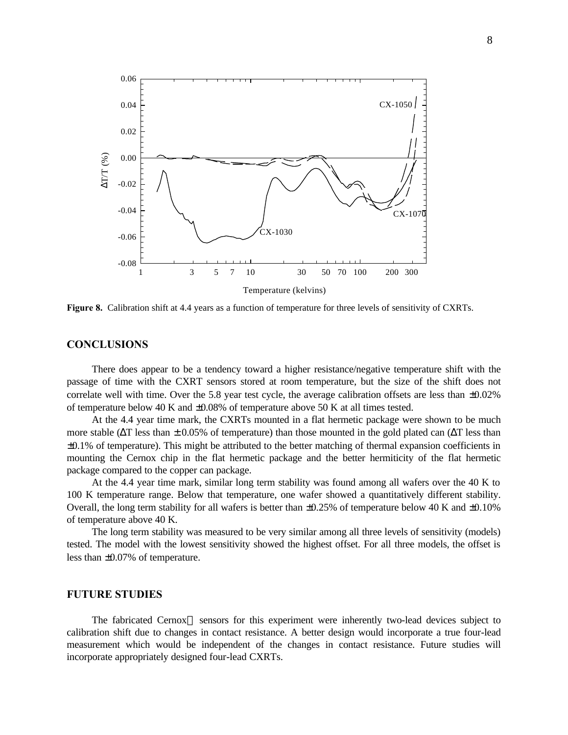**Figure 8.** Calibration shift at 4.4 years as a function of temperature for three levels of sensitivity of CXRTs.

## CONCLUSIONS

There does appear to be a tendency toward a higher resistance/negative temperature shift with the passage of time with the CXRT sensors stored at room temperature, but the size of the shift does not correlate well with time. Over the 5.8 year test cycle, the average calibration offsets are less than ±0.02% of temperature below 40 K and ±0.08% of temperature above 50 K at all times tested.

At the 4.4 year time mark, the CXRTs mounted in a flat hermetic package were shown to be much more stable ($\Delta T$ less than ± 0.05% of temperature) than those mounted in the gold plated can ($\Delta T$ less than ±0.1% of temperature). This might be attributed to the better matching of thermal expansion coefficients in mounting the Cernox chip in the flat hermetic package and the better hermiticity of the flat hermetic package compared to the copper can package.

At the 4.4 year time mark, similar long term stability was found among all wafers over the 40 K to 100 K temperature range. Below that temperature, one wafer showed a quantitatively different stability. Overall, the long term stability for all wafers is better than ±0.25% of temperature below 40 K and ±0.10% of temperature above 40 K.

The long term stability was measured to be very similar among all three levels of sensitivity (models) tested. The model with the lowest sensitivity showed the highest offset. For all three models, the offset is less than ±0.07% of temperature.

## FUTURE STUDIES

The fabricated Cernox™ sensors for this experiment were inherently two-lead devices subject to calibration shift due to changes in contact resistance. A better design would incorporate a true four-lead measurement which would be independent of the changes in contact resistance. Future studies will incorporate appropriately designed four-lead CXRTs.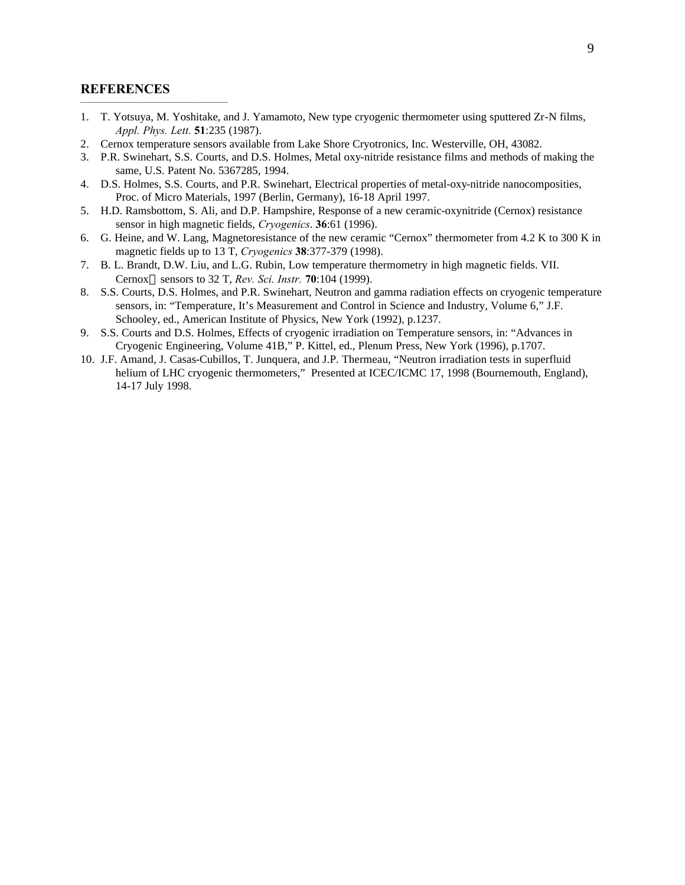## REFERENCES

1. T. Yotsuya, M. Yoshitake, and J. Yamamoto, New type cryogenic thermometer using sputtered Zr-N films, *Appl. Phys. Lett.* **51**:235 (1987).
2. Cernox temperature sensors available from Lake Shore Cryotronics, Inc. Westerville, OH, 43082.
3. P.R. Swinehart, S.S. Courts, and D.S. Holmes, Metal oxy-nitride resistance films and methods of making the same, U.S. Patent No. 5367285, 1994.
4. D.S. Holmes, S.S. Courts, and P.R. Swinehart, Electrical properties of metal-oxy-nitride nanocomposities, Proc. of Micro Materials, 1997 (Berlin, Germany), 16-18 April 1997.
5. H.D. Ramsbottom, S. Ali, and D.P. Hampshire, Response of a new ceramic-oxynitride (Cernox) resistance sensor in high magnetic fields, *Cryogenics*. **36**:61 (1996).
6. G. Heine, and W. Lang, Magnetoresistance of the new ceramic "Cernox" thermometer from 4.2 K to 300 K in magnetic fields up to 13 T, *Cryogenics* **38**:377-379 (1998).
7. B. L. Brandt, D.W. Liu, and L.G. Rubin, Low temperature thermometry in high magnetic fields. VII. Cernox sensors to 32 T, *Rev. Sci. Instr.* **70**:104 (1999).
8. S.S. Courts, D.S. Holmes, and P.R. Swinehart, Neutron and gamma radiation effects on cryogenic temperature sensors, in: "Temperature, It's Measurement and Control in Science and Industry, Volume 6," J.F. Schooley, ed., American Institute of Physics, New York (1992), p.1237.
9. S.S. Courts and D.S. Holmes, Effects of cryogenic irradiation on Temperature sensors, in: "Advances in Cryogenic Engineering, Volume 41B," P. Kittel, ed., Plenum Press, New York (1996), p.1707.
10. J.F. Amand, J. Casas-Cubillos, T. Junquera, and J.P. Thermeau, "Neutron irradiation tests in superfluid helium of LHC cryogenic thermometers," Presented at ICEC/ICMC 17, 1998 (Bournemouth, England), 14-17 July 1998.